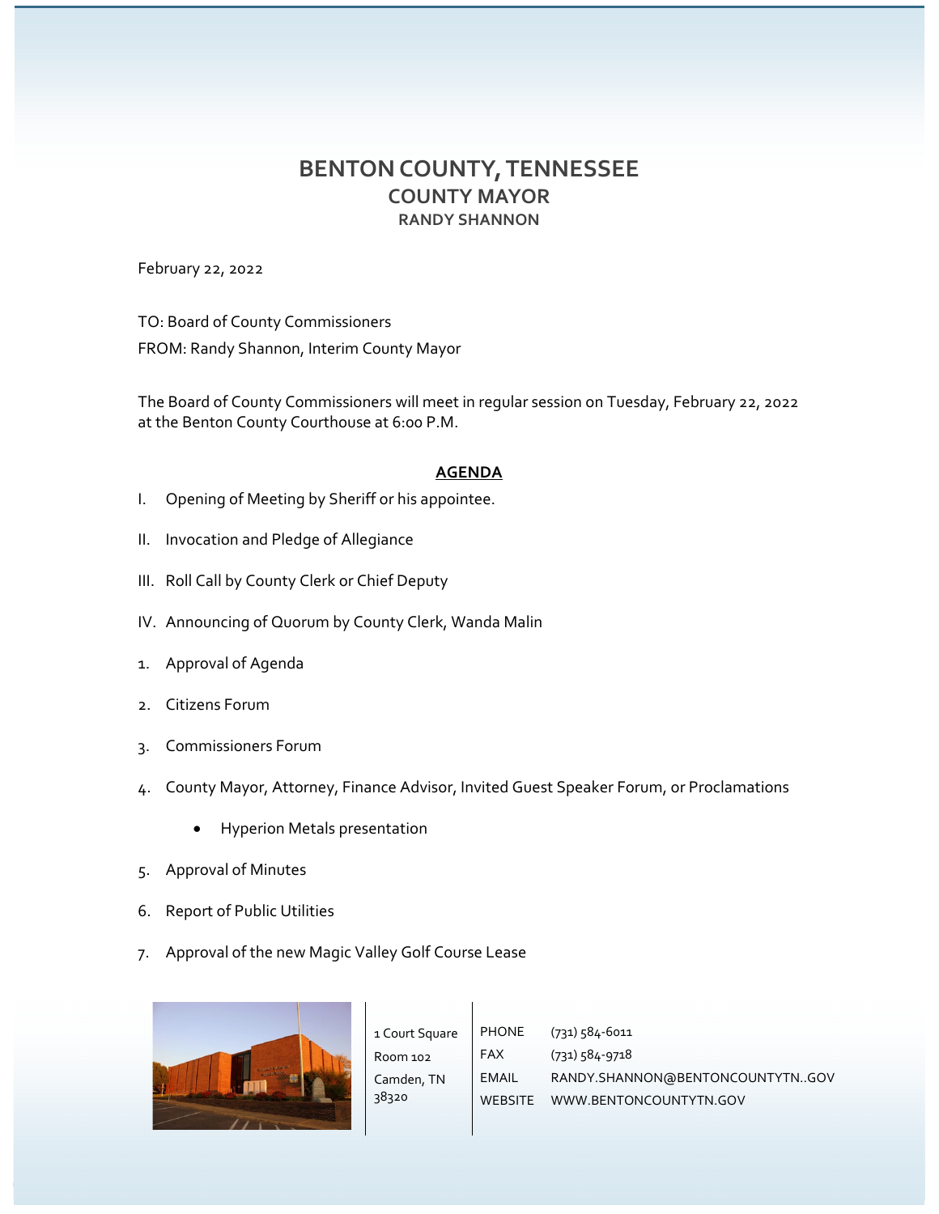# BENTON COUNTY, TENNESSEE
## COUNTY MAYOR
### RANDY SHANNON

February 22, 2022

TO: Board of County Commissioners

FROM: Randy Shannon, Interim County Mayor

The Board of County Commissioners will meet in regular session on Tuesday, February 22, 2022 at the Benton County Courthouse at 6:00 P.M.

**AGENDA**

I. Opening of Meeting by Sheriff or his appointee.

II. Invocation and Pledge of Allegiance

III. Roll Call by County Clerk or Chief Deputy

IV. Announcing of Quorum by County Clerk, Wanda Malin

1. Approval of Agenda
2. Citizens Forum
3. Commissioners Forum
4. County Mayor, Attorney, Finance Advisor, Invited Guest Speaker Forum, or Proclamations
   - Hyperion Metals presentation
5. Approval of Minutes
6. Report of Public Utilities
7. Approval of the new Magic Valley Golf Course Lease

1 Court Square
Room 102
Camden, TN 38320

PHONE (731) 584-6011
FAX (731) 584-9718
EMAIL RANDY.SHANNON@BENTONCOUNTYTN..GOV
WEBSITE WWW.BENTONCOUNTYTN.GOV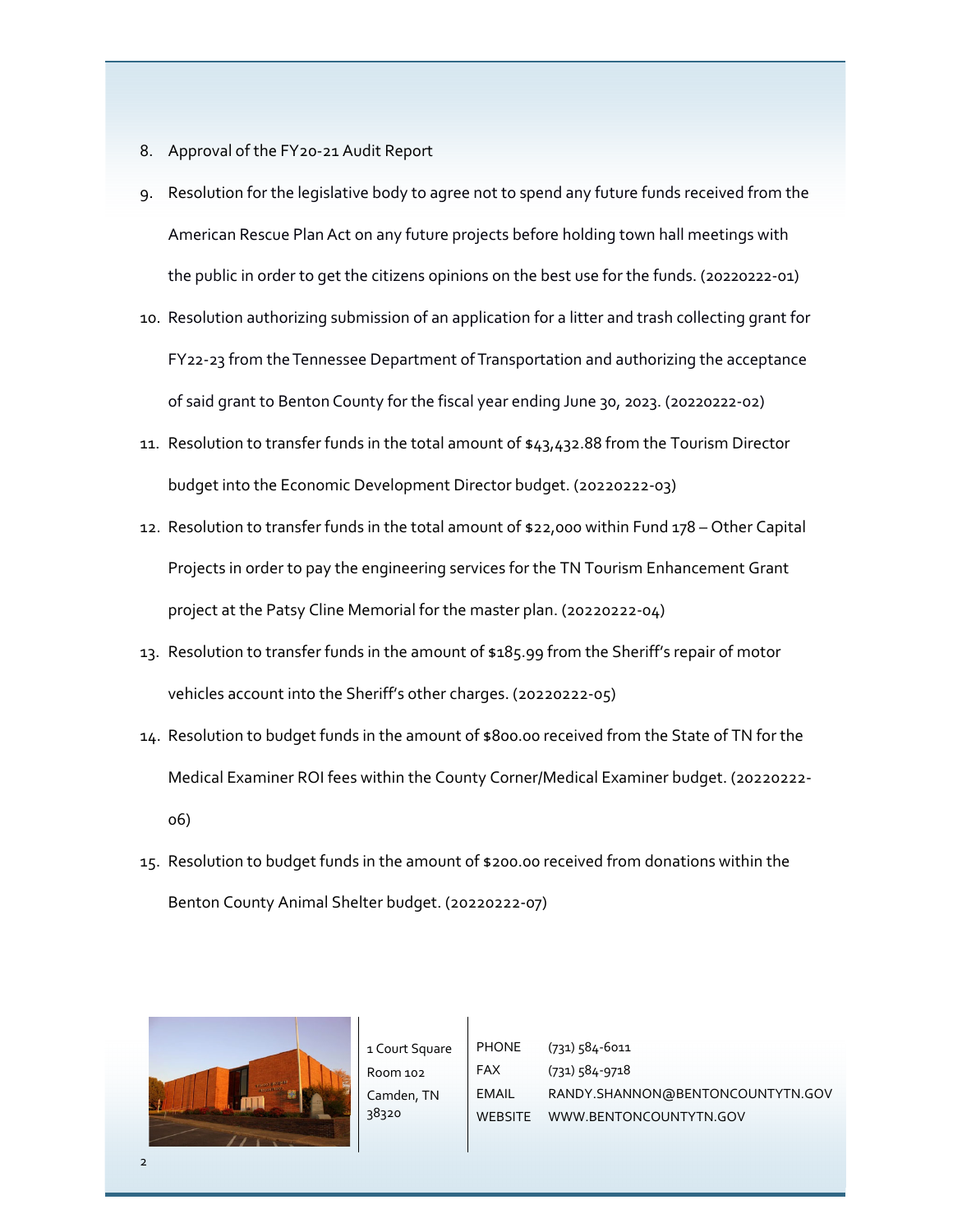8. Approval of the FY20-21 Audit Report
9. Resolution for the legislative body to agree not to spend any future funds received from the American Rescue Plan Act on any future projects before holding town hall meetings with the public in order to get the citizens opinions on the best use for the funds. (20220222-01)
10. Resolution authorizing submission of an application for a litter and trash collecting grant for FY22-23 from the Tennessee Department of Transportation and authorizing the acceptance of said grant to Benton County for the fiscal year ending June 30, 2023. (20220222-02)
11. Resolution to transfer funds in the total amount of $43,432.88 from the Tourism Director budget into the Economic Development Director budget. (20220222-03)
12. Resolution to transfer funds in the total amount of $22,000 within Fund 178 – Other Capital Projects in order to pay the engineering services for the TN Tourism Enhancement Grant project at the Patsy Cline Memorial for the master plan. (20220222-04)
13. Resolution to transfer funds in the amount of $185.99 from the Sheriff's repair of motor vehicles account into the Sheriff's other charges. (20220222-05)
14. Resolution to budget funds in the amount of $800.00 received from the State of TN for the Medical Examiner ROI fees within the County Corner/Medical Examiner budget. (20220222-06)
15. Resolution to budget funds in the amount of $200.00 received from donations within the Benton County Animal Shelter budget. (20220222-07)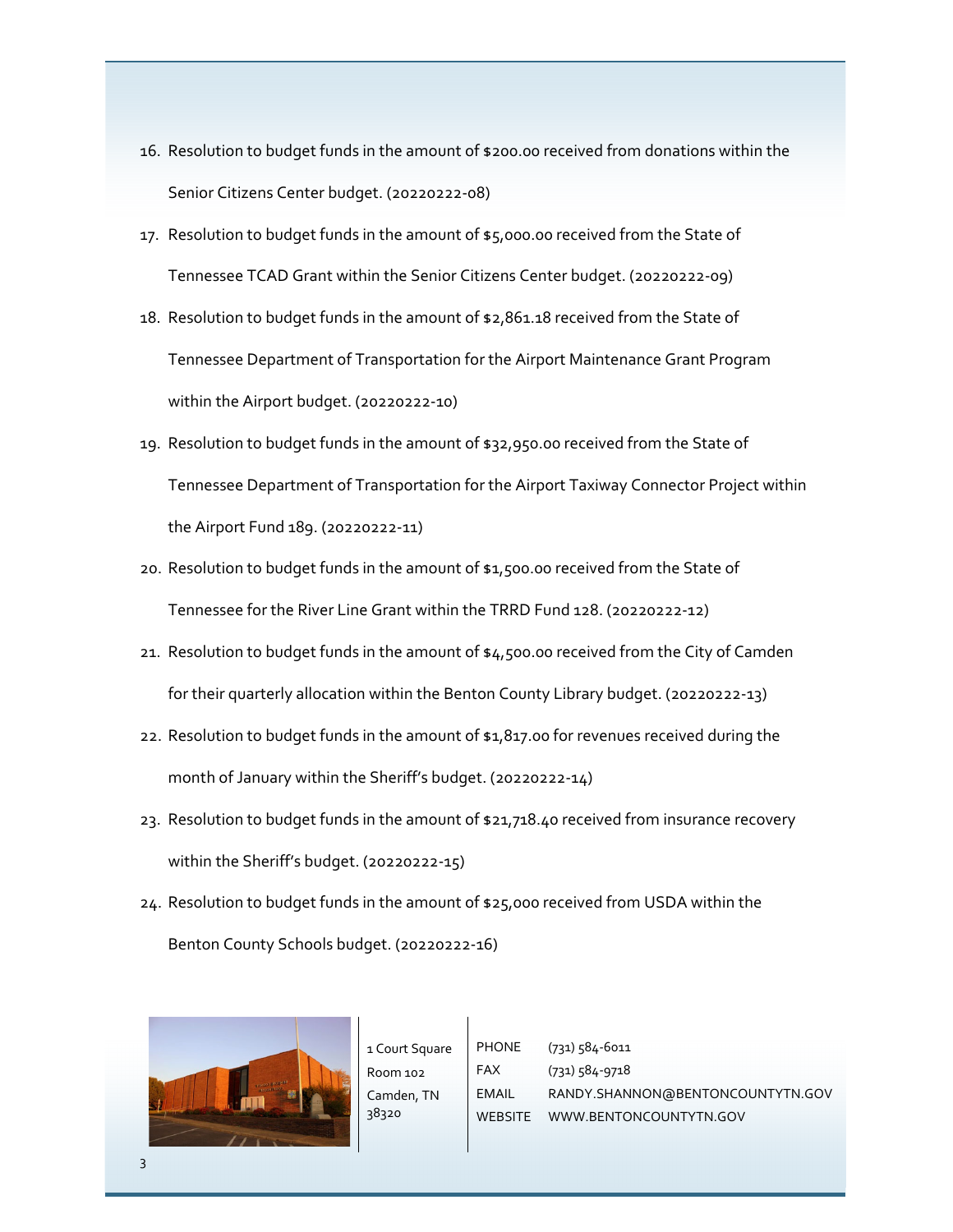16. Resolution to budget funds in the amount of $200.00 received from donations within the Senior Citizens Center budget. (20220222-08)
17. Resolution to budget funds in the amount of $5,000.00 received from the State of Tennessee TCAD Grant within the Senior Citizens Center budget. (20220222-09)
18. Resolution to budget funds in the amount of $2,861.18 received from the State of Tennessee Department of Transportation for the Airport Maintenance Grant Program within the Airport budget. (20220222-10)
19. Resolution to budget funds in the amount of $32,950.00 received from the State of Tennessee Department of Transportation for the Airport Taxiway Connector Project within the Airport Fund 189. (20220222-11)
20. Resolution to budget funds in the amount of $1,500.00 received from the State of Tennessee for the River Line Grant within the TRRD Fund 128. (20220222-12)
21. Resolution to budget funds in the amount of $4,500.00 received from the City of Camden for their quarterly allocation within the Benton County Library budget. (20220222-13)
22. Resolution to budget funds in the amount of $1,817.00 for revenues received during the month of January within the Sheriff's budget. (20220222-14)
23. Resolution to budget funds in the amount of $21,718.40 received from insurance recovery within the Sheriff's budget. (20220222-15)
24. Resolution to budget funds in the amount of $25,000 received from USDA within the Benton County Schools budget. (20220222-16)

1 Court Square
Room 102
Camden, TN 38320

PHONE (731) 584-6011
FAX (731) 584-9718
EMAIL RANDY.SHANNON@BENTONCOUNTYTN.GOV
WEBSITE WWW.BENTONCOUNTYTN.GOV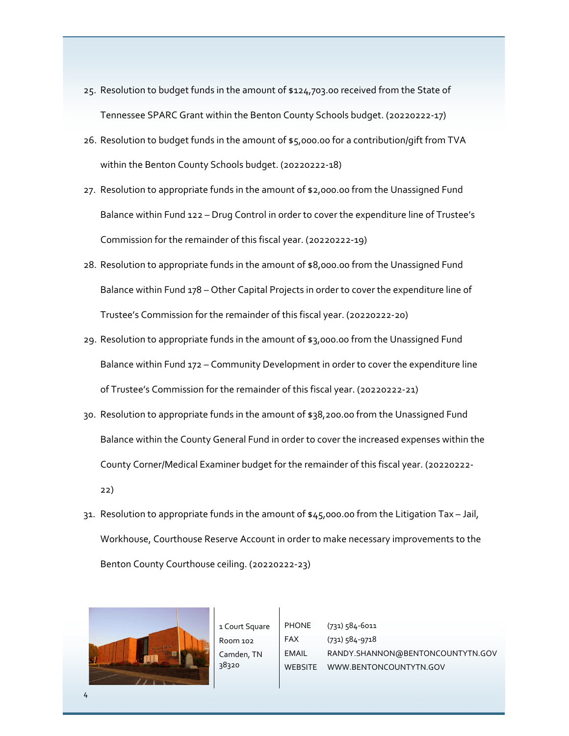25. Resolution to budget funds in the amount of $124,703.00 received from the State of Tennessee SPARC Grant within the Benton County Schools budget. (20220222-17)
26. Resolution to budget funds in the amount of $5,000.00 for a contribution/gift from TVA within the Benton County Schools budget. (20220222-18)
27. Resolution to appropriate funds in the amount of $2,000.00 from the Unassigned Fund Balance within Fund 122 – Drug Control in order to cover the expenditure line of Trustee's Commission for the remainder of this fiscal year. (20220222-19)
28. Resolution to appropriate funds in the amount of $8,000.00 from the Unassigned Fund Balance within Fund 178 – Other Capital Projects in order to cover the expenditure line of Trustee's Commission for the remainder of this fiscal year. (20220222-20)
29. Resolution to appropriate funds in the amount of $3,000.00 from the Unassigned Fund Balance within Fund 172 – Community Development in order to cover the expenditure line of Trustee's Commission for the remainder of this fiscal year. (20220222-21)
30. Resolution to appropriate funds in the amount of $38,200.00 from the Unassigned Fund Balance within the County General Fund in order to cover the increased expenses within the County Corner/Medical Examiner budget for the remainder of this fiscal year. (20220222-22)
31. Resolution to appropriate funds in the amount of $45,000.00 from the Litigation Tax – Jail, Workhouse, Courthouse Reserve Account in order to make necessary improvements to the Benton County Courthouse ceiling. (20220222-23)

1 Court Square
Room 102
Camden, TN 38320

| | |
|---|---|
| PHONE | (731) 584-6011 |
| FAX | (731) 584-9718 |
| EMAIL | RANDY.SHANNON@BENTONCOUNTYTN.GOV |
| WEBSITE | WWW.BENTONCOUNTYTN.GOV |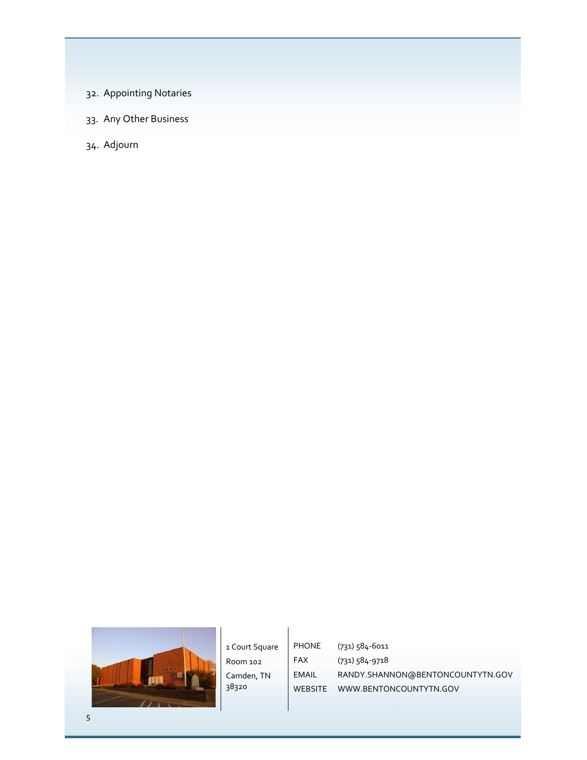32. Appointing Notaries
33. Any Other Business
34. Adjourn

1 Court Square
Room 102
Camden, TN
38320

| | |
|---|---|
| PHONE | (731) 584-6011 |
| FAX | (731) 584-9718 |
| EMAIL | RANDY.SHANNON@BENTONCOUNTYTN.GOV |
| WEBSITE | WWW.BENTONCOUNTYTN.GOV |